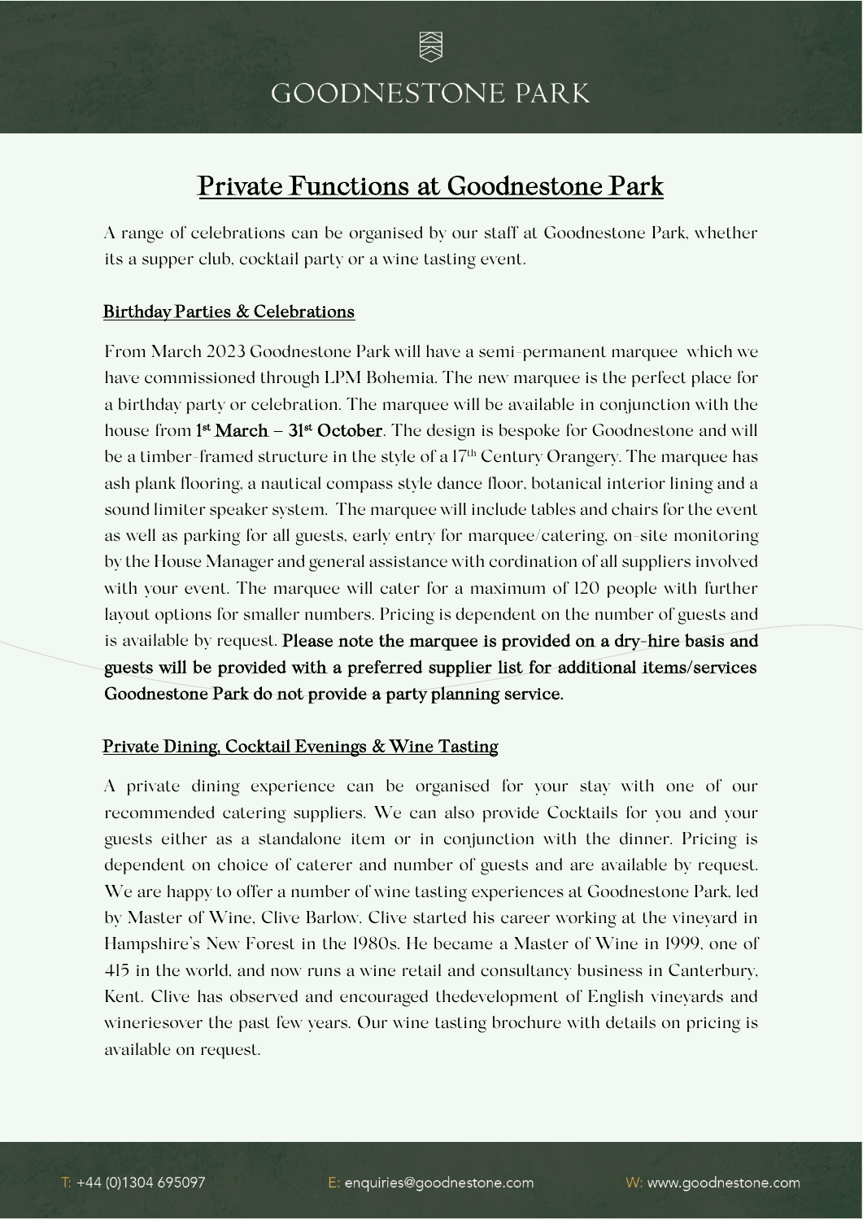# GOODNESTONE PARK

## Private Functions at Goodnestone Park

A range of celebrations can be organised by our staff at Goodnestone Park, whether its a supper club, cocktail party or a wine tasting event.

### Birthday Parties & Celebrations

From March 2023 Goodnestone Park will have a semi-permanent marquee which we have commissioned through LPM Bohemia. The new marquee is the perfect place for a birthday party or celebration. The marquee will be available in conjunction with the house from **1st March – 31st October**. The design is bespoke for Goodnestone and will be a timber-framed structure in the style of a 17th Century Orangery. The marquee has ash plank flooring, a nautical compass style dance floor, botanical interior lining and a sound limiter speaker system. The marquee will include tables and chairs for the event as well as parking for all guests, early entry for marquee/catering, on-site monitoring by the House Manager and general assistance with cordination of all suppliers involved with your event. The marquee will cater for a maximum of 120 people with further layout options for smaller numbers. Pricing is dependent on the number of guests and is available by request. **Please note the marquee is provided on a dry-hire basis and guests will be provided with a preferred supplier list for additional items/services Goodnestone Park do not provide a party planning service.**

### Private Dining, Cocktail Evenings & Wine Tasting

A private dining experience can be organised for your stay with one of our recommended catering suppliers. We can also provide Cocktails for you and your guests either as a standalone item or in conjunction with the dinner. Pricing is dependent on choice of caterer and number of guests and are available by request. We are happy to offer a number of wine tasting experiences at Goodnestone Park, led by Master of Wine, Clive Barlow. Clive started his career working at the vineyard in Hampshire's New Forest in the 1980s. He became a Master of Wine in 1999, one of 415 in the world, and now runs a wine retail and consultancy business in Canterbury, Kent. Clive has observed and encouraged thedevelopment of English vineyards and wineriesover the past few years. Our wine tasting brochure with details on pricing is available on request.

T: +44 (0)1304 695097 E: enquiries@goodnestone.com W: www.goodnestone.com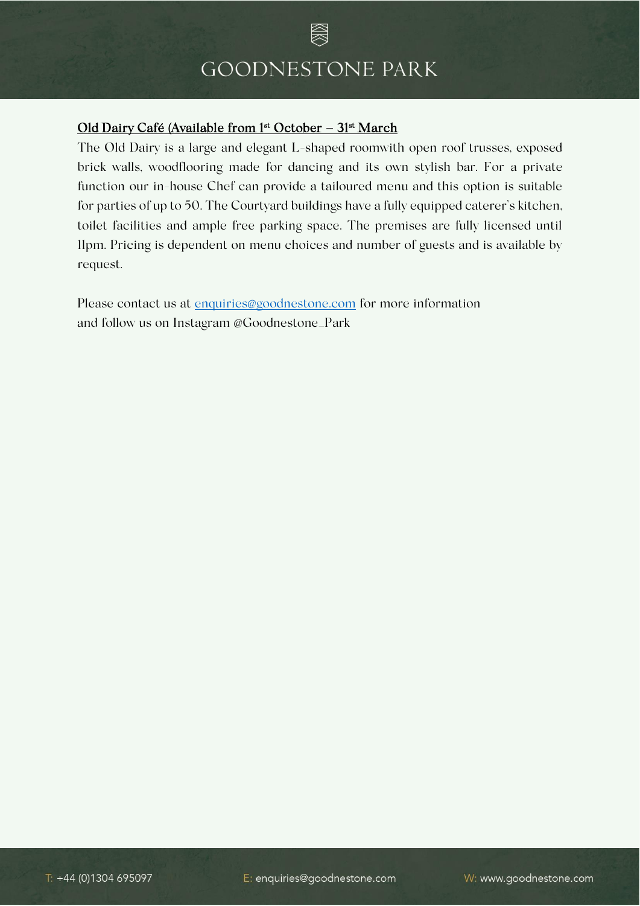**Old Dairy Café (Available from 1st October – 31st March**

The Old Dairy is a large and elegant L-shaped roomwith open roof trusses, exposed brick walls, woodflooring made for dancing and its own stylish bar. For a private function our in-house Chef can provide a tailoured menu and this option is suitable for parties of up to 50. The Courtyard buildings have a fully equipped caterer's kitchen, toilet facilities and ample free parking space. The premises are fully licensed until 11pm. Pricing is dependent on menu choices and number of guests and is available by request.

Please contact us at enquiries@goodnestone.com for more information and follow us on Instagram @Goodnestone_Park